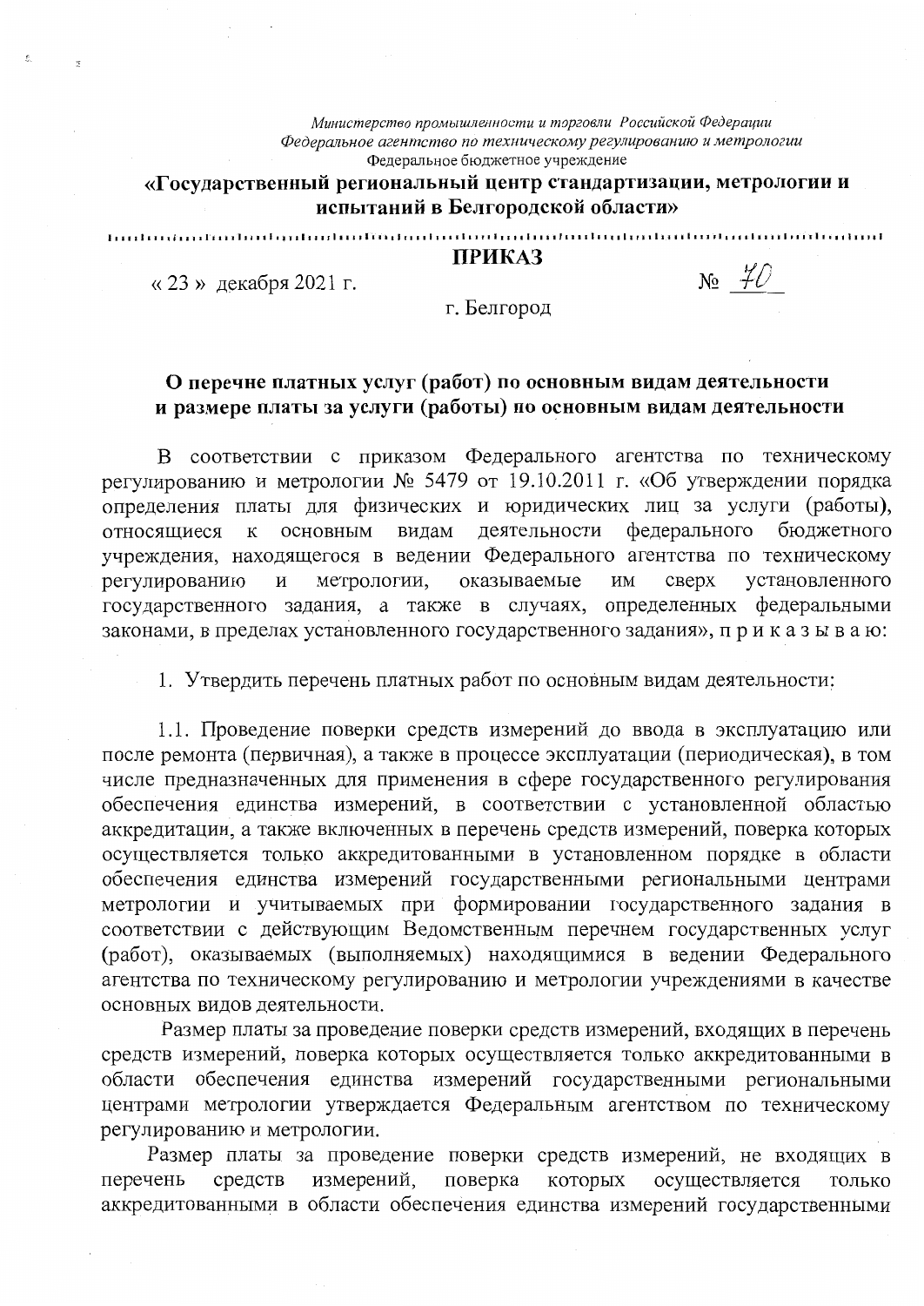*Министерство промышленности и торговли Российской Федерации*
*Федеральное агентство по техническому регулированию и метрологии*
Федеральное бюджетное учреждение

**«Государственный региональный центр стандартизации, метрологии и испытаний в Белгородской области»**

**ПРИКАЗ**

« 23 » декабря 2021 г. № 70

г. Белгород

**О перечне платных услуг (работ) по основным видам деятельности и размере платы за услуги (работы) по основным видам деятельности**

В соответствии с приказом Федерального агентства по техническому регулированию и метрологии № 5479 от 19.10.2011 г. «Об утверждении порядка определения платы для физических и юридических лиц за услуги (работы), относящиеся к основным видам деятельности федерального бюджетного учреждения, находящегося в ведении Федерального агентства по техническому регулированию и метрологии, оказываемые им сверх установленного государственного задания, а также в случаях, определенных федеральными законами, в пределах установленного государственного задания», п р и к а з ы в а ю:

1. Утвердить перечень платных работ по основным видам деятельности:

1.1. Проведение поверки средств измерений до ввода в эксплуатацию или после ремонта (первичная), а также в процессе эксплуатации (периодическая), в том числе предназначенных для применения в сфере государственного регулирования обеспечения единства измерений, в соответствии с установленной областью аккредитации, а также включенных в перечень средств измерений, поверка которых осуществляется только аккредитованными в установленном порядке в области обеспечения единства измерений государственными региональными центрами метрологии и учитываемых при формировании государственного задания в соответствии с действующим Ведомственным перечнем государственных услуг (работ), оказываемых (выполняемых) находящимися в ведении Федерального агентства по техническому регулированию и метрологии учреждениями в качестве основных видов деятельности.

Размер платы за проведение поверки средств измерений, входящих в перечень средств измерений, поверка которых осуществляется только аккредитованными в области обеспечения единства измерений государственными региональными центрами метрологии утверждается Федеральным агентством по техническому регулированию и метрологии.

Размер платы за проведение поверки средств измерений, не входящих в перечень средств измерений, поверка которых осуществляется только аккредитованными в области обеспечения единства измерений государственными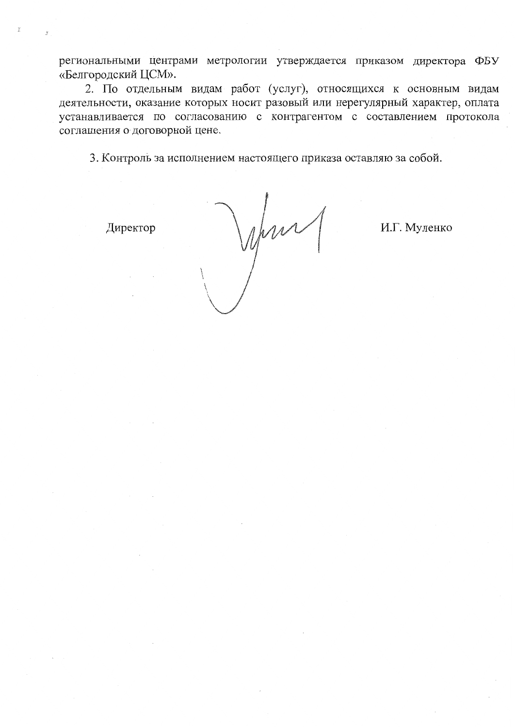региональными центрами метрологии утверждается приказом директора ФБУ «Белгородский ЦСМ».

2. По отдельным видам работ (услуг), относящихся к основным видам деятельности, оказание которых носит разовый или нерегулярный характер, оплата устанавливается по согласованию с контрагентом с составлением протокола соглашения о договорной цене.

3. Контроль за исполнением настоящего приказа оставляю за собой.

Директор И.Г. Муленко